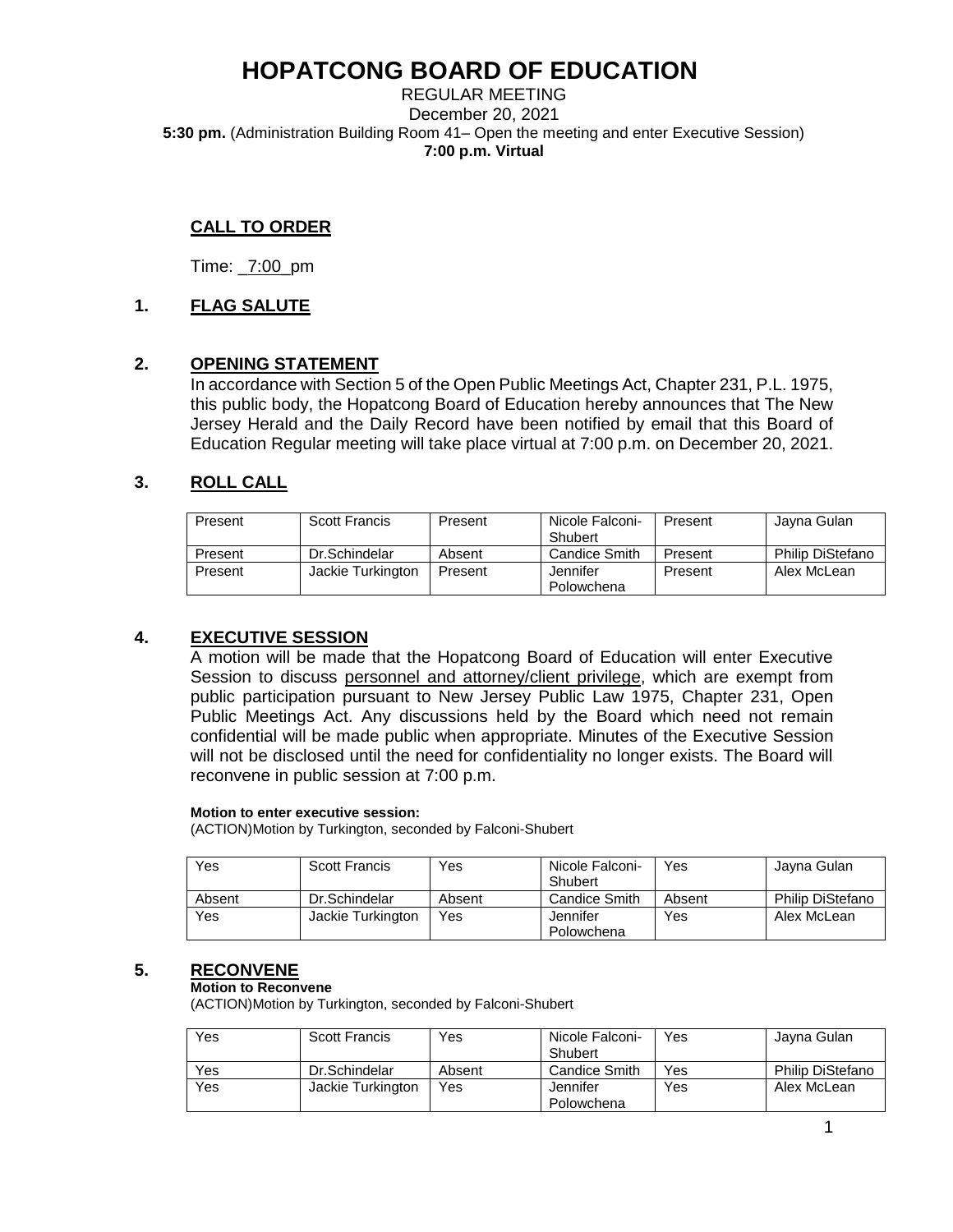# HOPATCONG BOARD OF EDUCATION

REGULAR MEETING
December 20, 2021
**5:30 pm.** (Administration Building Room 41– Open the meeting and enter Executive Session)
**7:00 p.m. Virtual**

## CALL TO ORDER

Time: _7:00_pm

## 1. FLAG SALUTE

## 2. OPENING STATEMENT

In accordance with Section 5 of the Open Public Meetings Act, Chapter 231, P.L. 1975, this public body, the Hopatcong Board of Education hereby announces that The New Jersey Herald and the Daily Record have been notified by email that this Board of Education Regular meeting will take place virtual at 7:00 p.m. on December 20, 2021.

## 3. ROLL CALL

| Present | Scott Francis | Present | Nicole Falconi-Shubert | Present | Jayna Gulan |
|---|---|---|---|---|---|
| Present | Dr.Schindelar | Absent | Candice Smith | Present | Philip DiStefano |
| Present | Jackie Turkington | Present | Jennifer Polowchena | Present | Alex McLean |

## 4. EXECUTIVE SESSION

A motion will be made that the Hopatcong Board of Education will enter Executive Session to discuss personnel and attorney/client privilege, which are exempt from public participation pursuant to New Jersey Public Law 1975, Chapter 231, Open Public Meetings Act. Any discussions held by the Board which need not remain confidential will be made public when appropriate. Minutes of the Executive Session will not be disclosed until the need for confidentiality no longer exists. The Board will reconvene in public session at 7:00 p.m.

**Motion to enter executive session:**
(ACTION)Motion by Turkington, seconded by Falconi-Shubert

| Yes | Scott Francis | Yes | Nicole Falconi-Shubert | Yes | Jayna Gulan |
|---|---|---|---|---|---|
| Absent | Dr.Schindelar | Absent | Candice Smith | Absent | Philip DiStefano |
| Yes | Jackie Turkington | Yes | Jennifer Polowchena | Yes | Alex McLean |

## 5. RECONVENE

**Motion to Reconvene**
(ACTION)Motion by Turkington, seconded by Falconi-Shubert

| Yes | Scott Francis | Yes | Nicole Falconi-Shubert | Yes | Jayna Gulan |
|---|---|---|---|---|---|
| Yes | Dr.Schindelar | Absent | Candice Smith | Yes | Philip DiStefano |
| Yes | Jackie Turkington | Yes | Jennifer Polowchena | Yes | Alex McLean |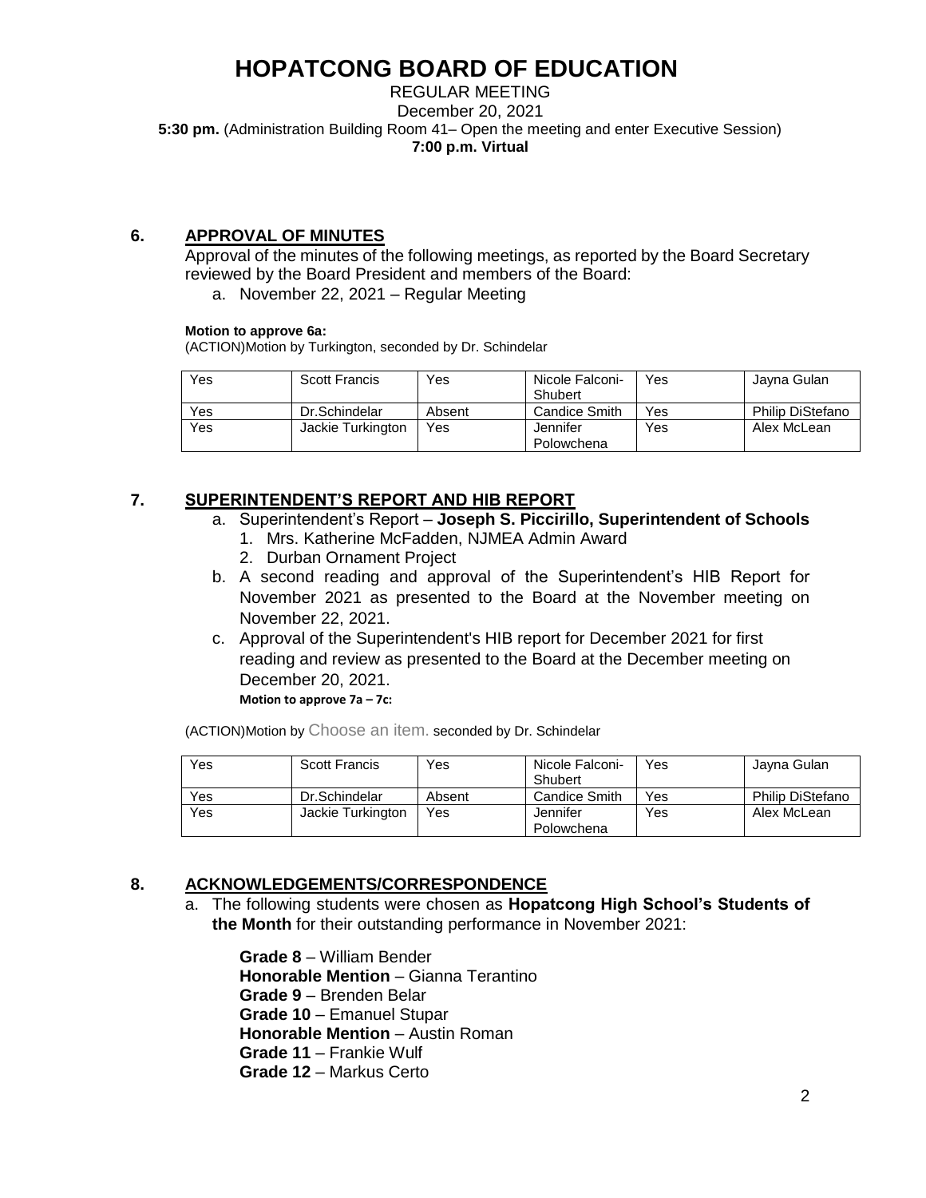# HOPATCONG BOARD OF EDUCATION

REGULAR MEETING
December 20, 2021
**5:30 pm.** (Administration Building Room 41– Open the meeting and enter Executive Session)
**7:00 p.m. Virtual**

## 6. APPROVAL OF MINUTES

Approval of the minutes of the following meetings, as reported by the Board Secretary reviewed by the Board President and members of the Board:

a. November 22, 2021 – Regular Meeting

**Motion to approve 6a:**
(ACTION)Motion by Turkington, seconded by Dr. Schindelar

| Yes | Scott Francis | Yes | Nicole Falconi-Shubert | Yes | Jayna Gulan |
|---|---|---|---|---|---|
| Yes | Dr.Schindelar | Absent | Candice Smith | Yes | Philip DiStefano |
| Yes | Jackie Turkington | Yes | Jennifer Polowchena | Yes | Alex McLean |

## 7. SUPERINTENDENT'S REPORT AND HIB REPORT

a. Superintendent's Report – **Joseph S. Piccirillo, Superintendent of Schools**
   1. Mrs. Katherine McFadden, NJMEA Admin Award
   2. Durban Ornament Project

b. A second reading and approval of the Superintendent's HIB Report for November 2021 as presented to the Board at the November meeting on November 22, 2021.

c. Approval of the Superintendent's HIB report for December 2021 for first reading and review as presented to the Board at the December meeting on December 20, 2021.

**Motion to approve 7a – 7c:**

(ACTION)Motion by Choose an item. seconded by Dr. Schindelar

| Yes | Scott Francis | Yes | Nicole Falconi-Shubert | Yes | Jayna Gulan |
|---|---|---|---|---|---|
| Yes | Dr.Schindelar | Absent | Candice Smith | Yes | Philip DiStefano |
| Yes | Jackie Turkington | Yes | Jennifer Polowchena | Yes | Alex McLean |

## 8. ACKNOWLEDGEMENTS/CORRESPONDENCE

a. The following students were chosen as **Hopatcong High School's Students of the Month** for their outstanding performance in November 2021:

**Grade 8** – William Bender
**Honorable Mention** – Gianna Terantino
**Grade 9** – Brenden Belar
**Grade 10** – Emanuel Stupar
**Honorable Mention** – Austin Roman
**Grade 11** – Frankie Wulf
**Grade 12** – Markus Certo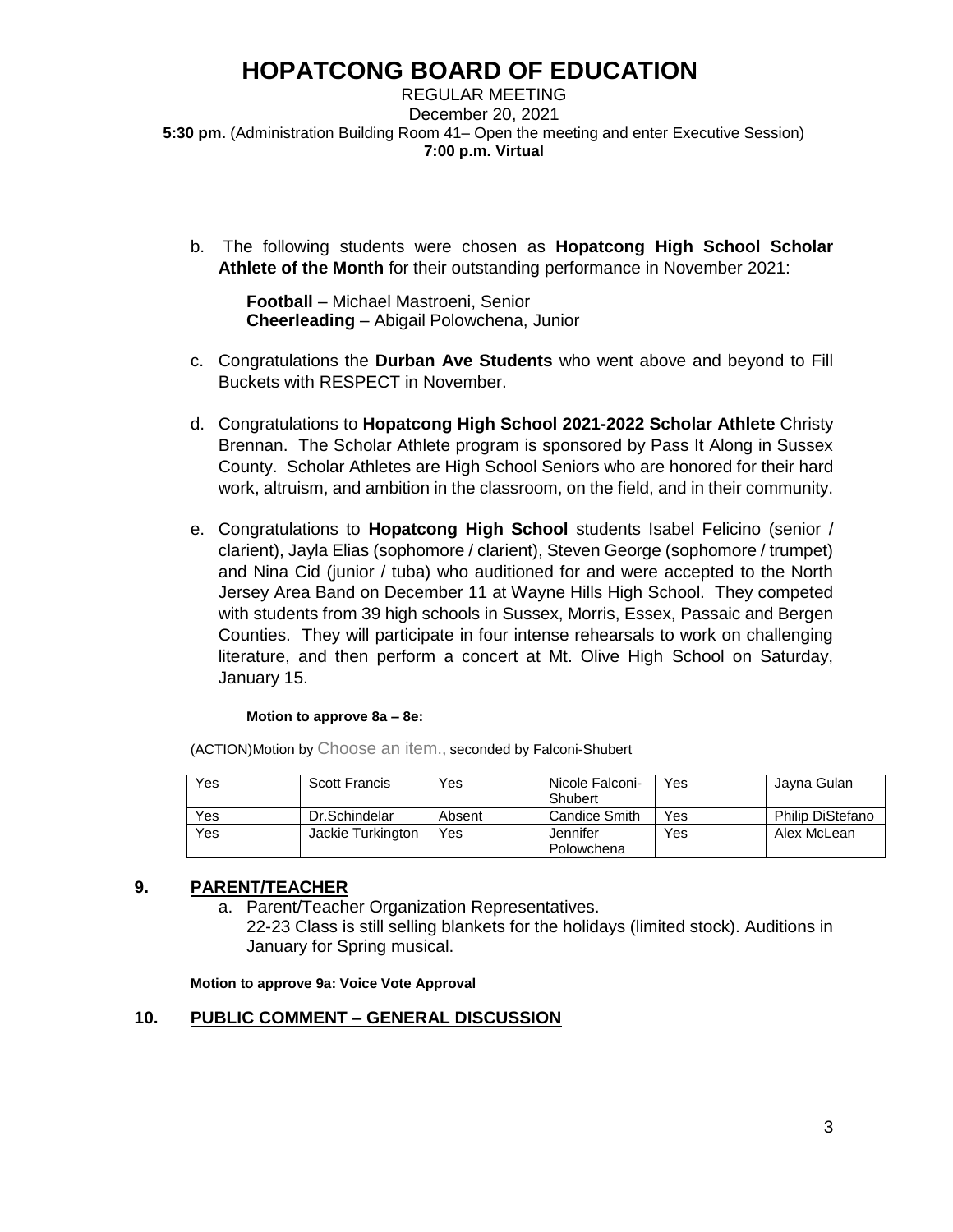# HOPATCONG BOARD OF EDUCATION

REGULAR MEETING
December 20, 2021
**5:30 pm.** (Administration Building Room 41– Open the meeting and enter Executive Session)
**7:00 p.m. Virtual**

b. The following students were chosen as **Hopatcong High School Scholar Athlete of the Month** for their outstanding performance in November 2021:

**Football** – Michael Mastroeni, Senior
**Cheerleading** – Abigail Polowchena, Junior

c. Congratulations the **Durban Ave Students** who went above and beyond to Fill Buckets with RESPECT in November.

d. Congratulations to **Hopatcong High School 2021-2022 Scholar Athlete** Christy Brennan. The Scholar Athlete program is sponsored by Pass It Along in Sussex County. Scholar Athletes are High School Seniors who are honored for their hard work, altruism, and ambition in the classroom, on the field, and in their community.

e. Congratulations to **Hopatcong High School** students Isabel Felicino (senior / clarient), Jayla Elias (sophomore / clarient), Steven George (sophomore / trumpet) and Nina Cid (junior / tuba) who auditioned for and were accepted to the North Jersey Area Band on December 11 at Wayne Hills High School. They competed with students from 39 high schools in Sussex, Morris, Essex, Passaic and Bergen Counties. They will participate in four intense rehearsals to work on challenging literature, and then perform a concert at Mt. Olive High School on Saturday, January 15.

**Motion to approve 8a – 8e:**

(ACTION)Motion by Choose an item., seconded by Falconi-Shubert

| Yes | Scott Francis | Yes | Nicole Falconi-Shubert | Yes | Jayna Gulan |
|---|---|---|---|---|---|
| Yes | Dr.Schindelar | Absent | Candice Smith | Yes | Philip DiStefano |
| Yes | Jackie Turkington | Yes | Jennifer Polowchena | Yes | Alex McLean |

## 9. PARENT/TEACHER

a. Parent/Teacher Organization Representatives.
22-23 Class is still selling blankets for the holidays (limited stock). Auditions in January for Spring musical.

**Motion to approve 9a: Voice Vote Approval**

## 10. PUBLIC COMMENT – GENERAL DISCUSSION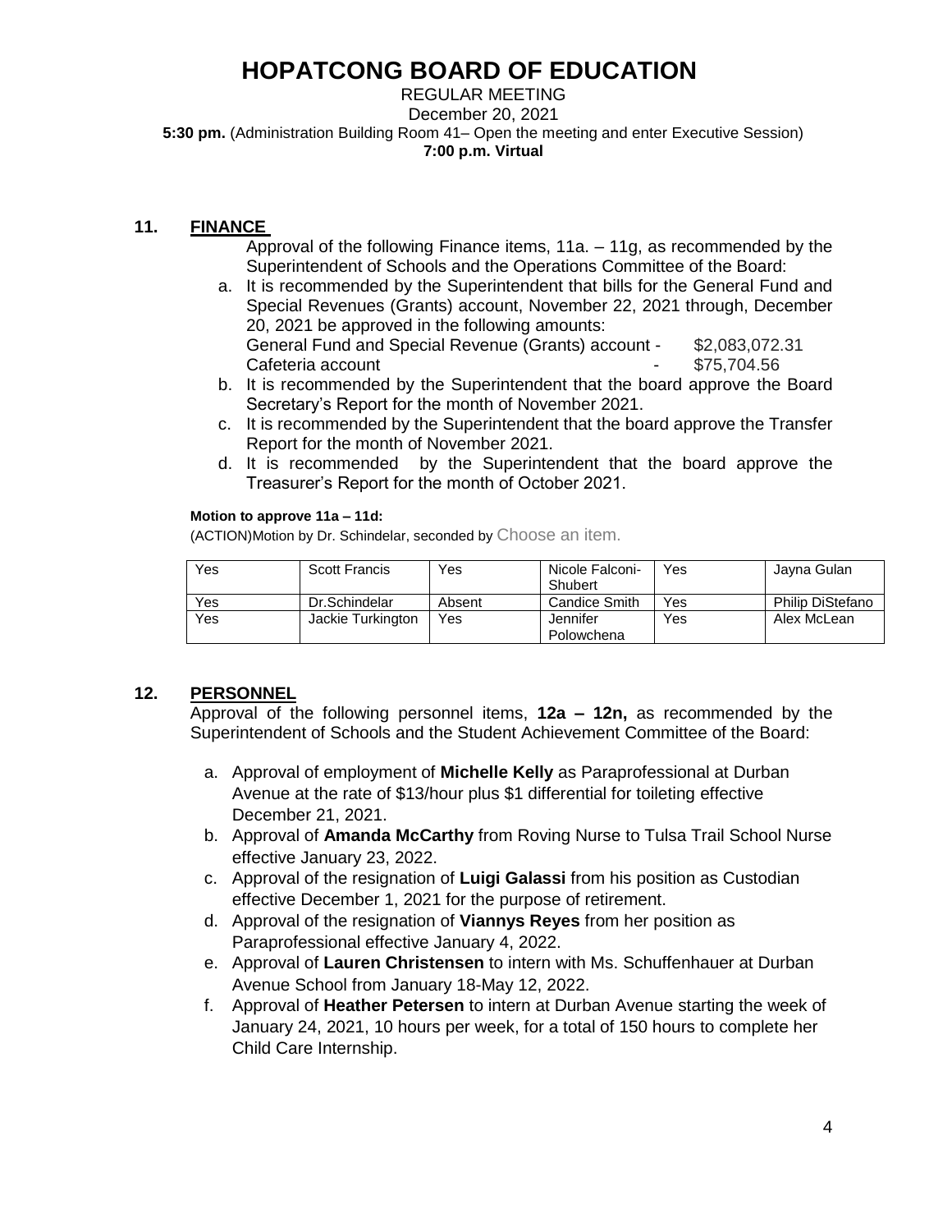# HOPATCONG BOARD OF EDUCATION

REGULAR MEETING
December 20, 2021
**5:30 pm.** (Administration Building Room 41– Open the meeting and enter Executive Session)
**7:00 p.m. Virtual**

## 11. FINANCE

Approval of the following Finance items, 11a. – 11g, as recommended by the Superintendent of Schools and the Operations Committee of the Board:

a. It is recommended by the Superintendent that bills for the General Fund and Special Revenues (Grants) account, November 22, 2021 through, December 20, 2021 be approved in the following amounts:
   General Fund and Special Revenue (Grants) account - $2,083,072.31
   Cafeteria account - $75,704.56
b. It is recommended by the Superintendent that the board approve the Board Secretary's Report for the month of November 2021.
c. It is recommended by the Superintendent that the board approve the Transfer Report for the month of November 2021.
d. It is recommended by the Superintendent that the board approve the Treasurer's Report for the month of October 2021.

**Motion to approve 11a – 11d:**

(ACTION)Motion by Dr. Schindelar, seconded by Choose an item.

| Yes | Scott Francis | Yes | Nicole Falconi-Shubert | Yes | Jayna Gulan |
|---|---|---|---|---|---|
| Yes | Dr.Schindelar | Absent | Candice Smith | Yes | Philip DiStefano |
| Yes | Jackie Turkington | Yes | Jennifer Polowchena | Yes | Alex McLean |

## 12. PERSONNEL

Approval of the following personnel items, **12a – 12n,** as recommended by the Superintendent of Schools and the Student Achievement Committee of the Board:

a. Approval of employment of **Michelle Kelly** as Paraprofessional at Durban Avenue at the rate of $13/hour plus $1 differential for toileting effective December 21, 2021.
b. Approval of **Amanda McCarthy** from Roving Nurse to Tulsa Trail School Nurse effective January 23, 2022.
c. Approval of the resignation of **Luigi Galassi** from his position as Custodian effective December 1, 2021 for the purpose of retirement.
d. Approval of the resignation of **Viannys Reyes** from her position as Paraprofessional effective January 4, 2022.
e. Approval of **Lauren Christensen** to intern with Ms. Schuffenhauer at Durban Avenue School from January 18-May 12, 2022.
f. Approval of **Heather Petersen** to intern at Durban Avenue starting the week of January 24, 2021, 10 hours per week, for a total of 150 hours to complete her Child Care Internship.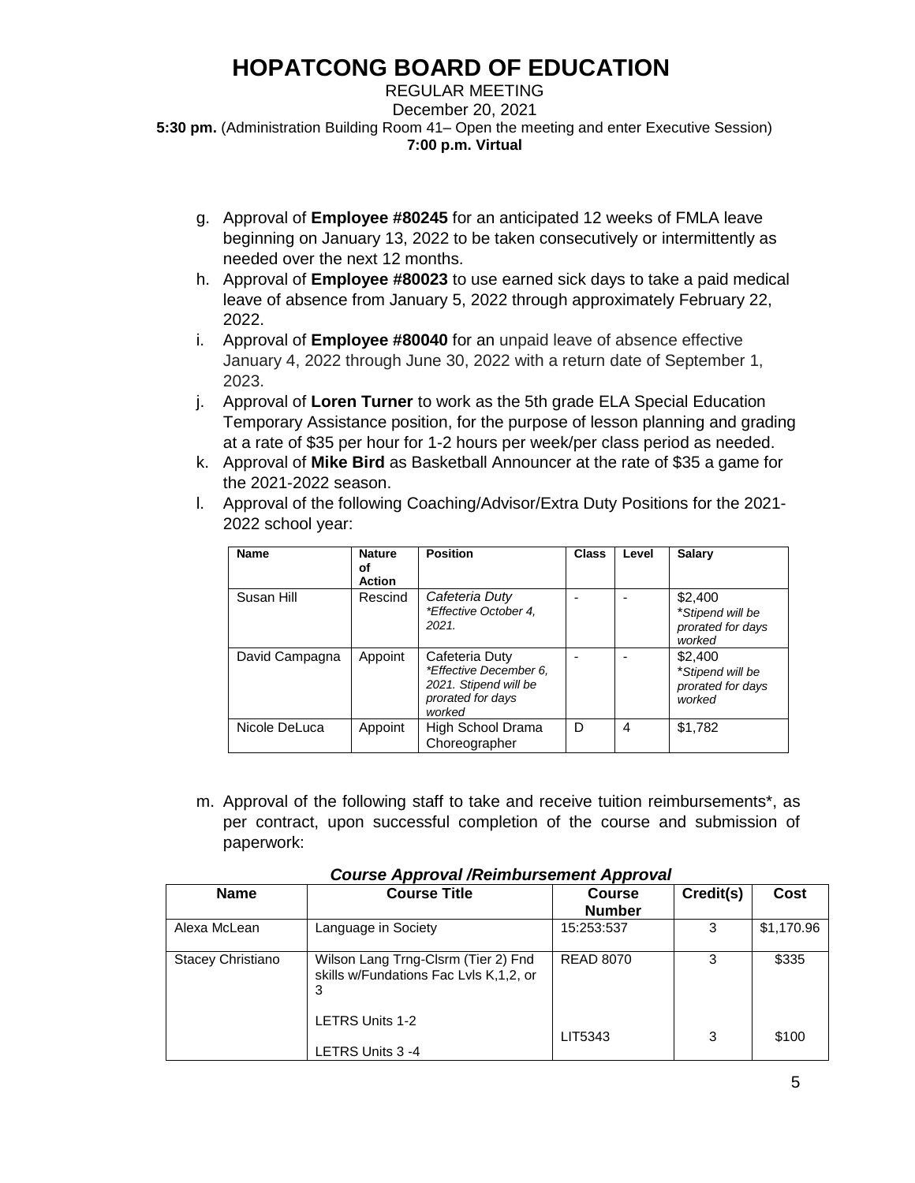# HOPATCONG BOARD OF EDUCATION

REGULAR MEETING
December 20, 2021
**5:30 pm.** (Administration Building Room 41– Open the meeting and enter Executive Session)
**7:00 p.m. Virtual**

g. Approval of **Employee #80245** for an anticipated 12 weeks of FMLA leave beginning on January 13, 2022 to be taken consecutively or intermittently as needed over the next 12 months.

h. Approval of **Employee #80023** to use earned sick days to take a paid medical leave of absence from January 5, 2022 through approximately February 22, 2022.

i. Approval of **Employee #80040** for an unpaid leave of absence effective January 4, 2022 through June 30, 2022 with a return date of September 1, 2023.

j. Approval of **Loren Turner** to work as the 5th grade ELA Special Education Temporary Assistance position, for the purpose of lesson planning and grading at a rate of $35 per hour for 1-2 hours per week/per class period as needed.

k. Approval of **Mike Bird** as Basketball Announcer at the rate of $35 a game for the 2021-2022 season.

l. Approval of the following Coaching/Advisor/Extra Duty Positions for the 2021-2022 school year:

| Name | Nature of Action | Position | Class | Level | Salary |
|---|---|---|---|---|---|
| Susan Hill | Rescind | *Cafeteria Duty* *\*Effective October 4, 2021.* | - | - | $2,400 *\*Stipend will be prorated for days worked* |
| David Campagna | Appoint | Cafeteria Duty *\*Effective December 6, 2021. Stipend will be prorated for days worked* | - | - | $2,400 *\*Stipend will be prorated for days worked* |
| Nicole DeLuca | Appoint | High School Drama Choreographer | D | 4 | $1,782 |

m. Approval of the following staff to take and receive tuition reimbursements*, as per contract, upon successful completion of the course and submission of paperwork:

***Course Approval /Reimbursement Approval***

| Name | Course Title | Course Number | Credit(s) | Cost |
|---|---|---|---|---|
| Alexa McLean | Language in Society | 15:253:537 | 3 | $1,170.96 |
| Stacey Christiano | Wilson Lang Trng-Clsrm (Tier 2) Fnd skills w/Fundations Fac Lvls K,1,2, or 3 | READ 8070 | 3 | $335 |
| | LETRS Units 1-2<br>LETRS Units 3 -4 | LIT5343 | 3 | $100 |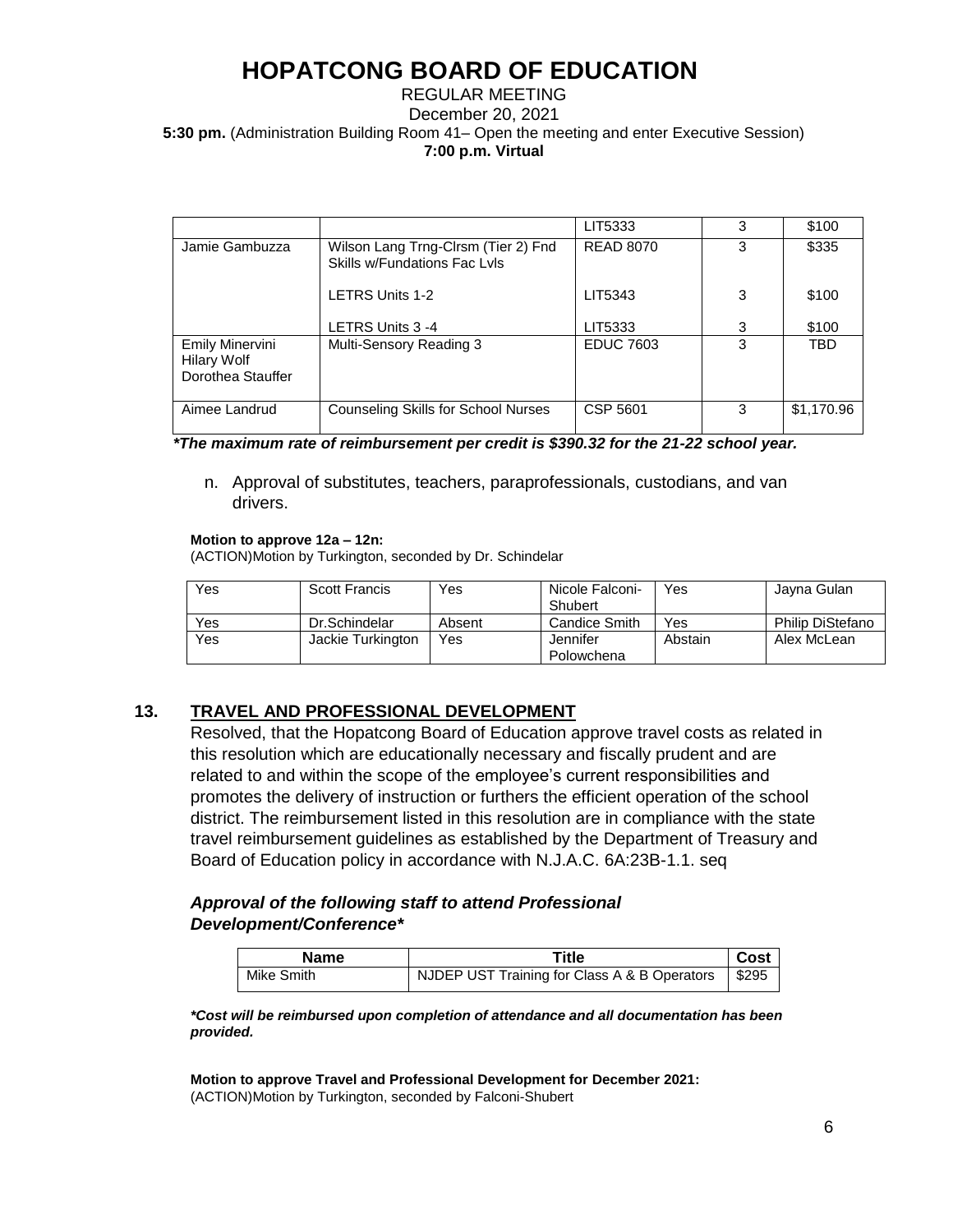# HOPATCONG BOARD OF EDUCATION

REGULAR MEETING
December 20, 2021
**5:30 pm.** (Administration Building Room 41– Open the meeting and enter Executive Session)
**7:00 p.m. Virtual**

| | | | | |
|---|---|---|---|---|
| | | LIT5333 | 3 | $100 |
| Jamie Gambuzza | Wilson Lang Trng-Clrsm (Tier 2) Fnd Skills w/Fundations Fac Lvls | READ 8070 | 3 | $335 |
| | LETRS Units 1-2 | LIT5343 | 3 | $100 |
| | LETRS Units 3 -4 | LIT5333 | 3 | $100 |
| Emily Minervini<br>Hilary Wolf<br>Dorothea Stauffer | Multi-Sensory Reading 3 | EDUC 7603 | 3 | TBD |
| Aimee Landrud | Counseling Skills for School Nurses | CSP 5601 | 3 | $1,170.96 |

***The maximum rate of reimbursement per credit is $390.32 for the 21-22 school year.***

n. Approval of substitutes, teachers, paraprofessionals, custodians, and van drivers.

**Motion to approve 12a – 12n:**
(ACTION)Motion by Turkington, seconded by Dr. Schindelar

| | | | | | |
|---|---|---|---|---|---|
| Yes | Scott Francis | Yes | Nicole Falconi-Shubert | Yes | Jayna Gulan |
| Yes | Dr.Schindelar | Absent | Candice Smith | Yes | Philip DiStefano |
| Yes | Jackie Turkington | Yes | Jennifer Polowchena | Abstain | Alex McLean |

## 13. TRAVEL AND PROFESSIONAL DEVELOPMENT

Resolved, that the Hopatcong Board of Education approve travel costs as related in this resolution which are educationally necessary and fiscally prudent and are related to and within the scope of the employee's current responsibilities and promotes the delivery of instruction or furthers the efficient operation of the school district. The reimbursement listed in this resolution are in compliance with the state travel reimbursement guidelines as established by the Department of Treasury and Board of Education policy in accordance with N.J.A.C. 6A:23B-1.1. seq

### *Approval of the following staff to attend Professional Development/Conference**

| Name | Title | Cost |
|---|---|---|
| Mike Smith | NJDEP UST Training for Class A & B Operators | $295 |

***Cost will be reimbursed upon completion of attendance and all documentation has been provided.***

**Motion to approve Travel and Professional Development for December 2021:**
(ACTION)Motion by Turkington, seconded by Falconi-Shubert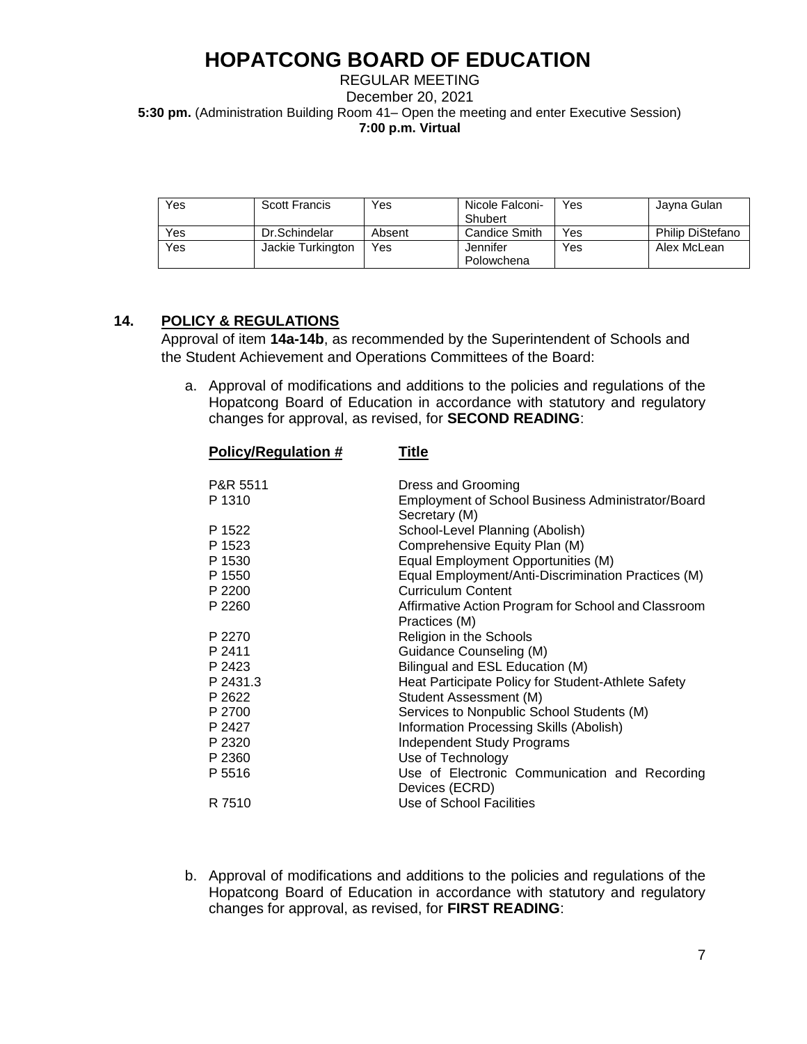# HOPATCONG BOARD OF EDUCATION

REGULAR MEETING
December 20, 2021
**5:30 pm.** (Administration Building Room 41– Open the meeting and enter Executive Session)
**7:00 p.m. Virtual**

| | | | | | |
|---|---|---|---|---|---|
| Yes | Scott Francis | Yes | Nicole Falconi-Shubert | Yes | Jayna Gulan |
| Yes | Dr.Schindelar | Absent | Candice Smith | Yes | Philip DiStefano |
| Yes | Jackie Turkington | Yes | Jennifer Polowchena | Yes | Alex McLean |

## 14. POLICY & REGULATIONS

Approval of item **14a-14b**, as recommended by the Superintendent of Schools and the Student Achievement and Operations Committees of the Board:

a. Approval of modifications and additions to the policies and regulations of the Hopatcong Board of Education in accordance with statutory and regulatory changes for approval, as revised, for **SECOND READING**:

| Policy/Regulation # | Title |
|---|---|
| P&R 5511 | Dress and Grooming |
| P 1310 | Employment of School Business Administrator/Board Secretary (M) |
| P 1522 | School-Level Planning (Abolish) |
| P 1523 | Comprehensive Equity Plan (M) |
| P 1530 | Equal Employment Opportunities (M) |
| P 1550 | Equal Employment/Anti-Discrimination Practices (M) |
| P 2200 | Curriculum Content |
| P 2260 | Affirmative Action Program for School and Classroom Practices (M) |
| P 2270 | Religion in the Schools |
| P 2411 | Guidance Counseling (M) |
| P 2423 | Bilingual and ESL Education (M) |
| P 2431.3 | Heat Participate Policy for Student-Athlete Safety |
| P 2622 | Student Assessment (M) |
| P 2700 | Services to Nonpublic School Students (M) |
| P 2427 | Information Processing Skills (Abolish) |
| P 2320 | Independent Study Programs |
| P 2360 | Use of Technology |
| P 5516 | Use of Electronic Communication and Recording Devices (ECRD) |
| R 7510 | Use of School Facilities |

b. Approval of modifications and additions to the policies and regulations of the Hopatcong Board of Education in accordance with statutory and regulatory changes for approval, as revised, for **FIRST READING**: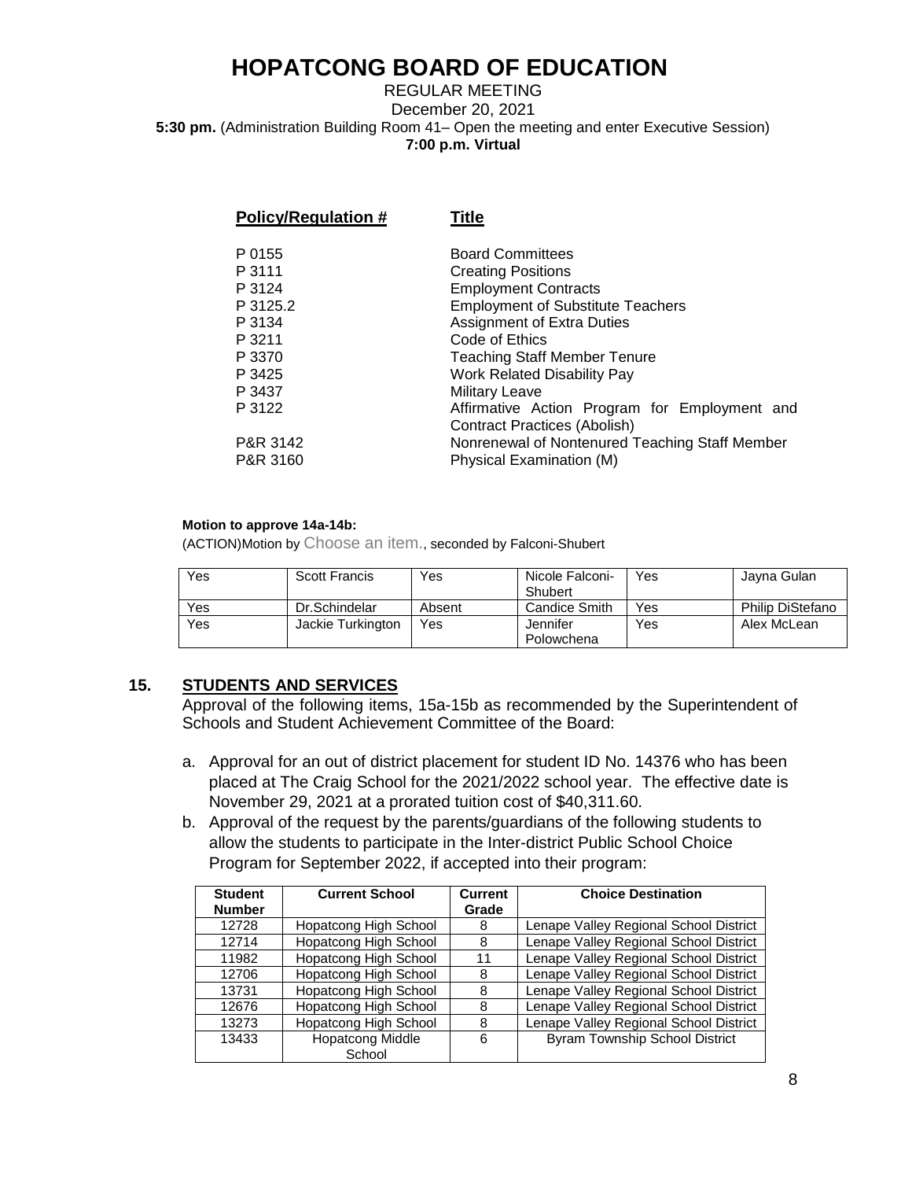# HOPATCONG BOARD OF EDUCATION

REGULAR MEETING
December 20, 2021
**5:30 pm.** (Administration Building Room 41– Open the meeting and enter Executive Session)
**7:00 p.m. Virtual**

| Policy/Regulation # | Title |
|---|---|
| P 0155 | Board Committees |
| P 3111 | Creating Positions |
| P 3124 | Employment Contracts |
| P 3125.2 | Employment of Substitute Teachers |
| P 3134 | Assignment of Extra Duties |
| P 3211 | Code of Ethics |
| P 3370 | Teaching Staff Member Tenure |
| P 3425 | Work Related Disability Pay |
| P 3437 | Military Leave |
| P 3122 | Affirmative Action Program for Employment and Contract Practices (Abolish) |
| P&R 3142 | Nonrenewal of Nontenured Teaching Staff Member |
| P&R 3160 | Physical Examination (M) |

**Motion to approve 14a-14b:**
(ACTION)Motion by Choose an item., seconded by Falconi-Shubert

| Yes | Scott Francis | Yes | Nicole Falconi-Shubert | Yes | Jayna Gulan |
|---|---|---|---|---|---|
| Yes | Dr.Schindelar | Absent | Candice Smith | Yes | Philip DiStefano |
| Yes | Jackie Turkington | Yes | Jennifer Polowchena | Yes | Alex McLean |

## 15. STUDENTS AND SERVICES

Approval of the following items, 15a-15b as recommended by the Superintendent of Schools and Student Achievement Committee of the Board:

a. Approval for an out of district placement for student ID No. 14376 who has been placed at The Craig School for the 2021/2022 school year. The effective date is November 29, 2021 at a prorated tuition cost of $40,311.60.

b. Approval of the request by the parents/guardians of the following students to allow the students to participate in the Inter-district Public School Choice Program for September 2022, if accepted into their program:

| Student Number | Current School | Current Grade | Choice Destination |
|---|---|---|---|
| 12728 | Hopatcong High School | 8 | Lenape Valley Regional School District |
| 12714 | Hopatcong High School | 8 | Lenape Valley Regional School District |
| 11982 | Hopatcong High School | 11 | Lenape Valley Regional School District |
| 12706 | Hopatcong High School | 8 | Lenape Valley Regional School District |
| 13731 | Hopatcong High School | 8 | Lenape Valley Regional School District |
| 12676 | Hopatcong High School | 8 | Lenape Valley Regional School District |
| 13273 | Hopatcong High School | 8 | Lenape Valley Regional School District |
| 13433 | Hopatcong Middle School | 6 | Byram Township School District |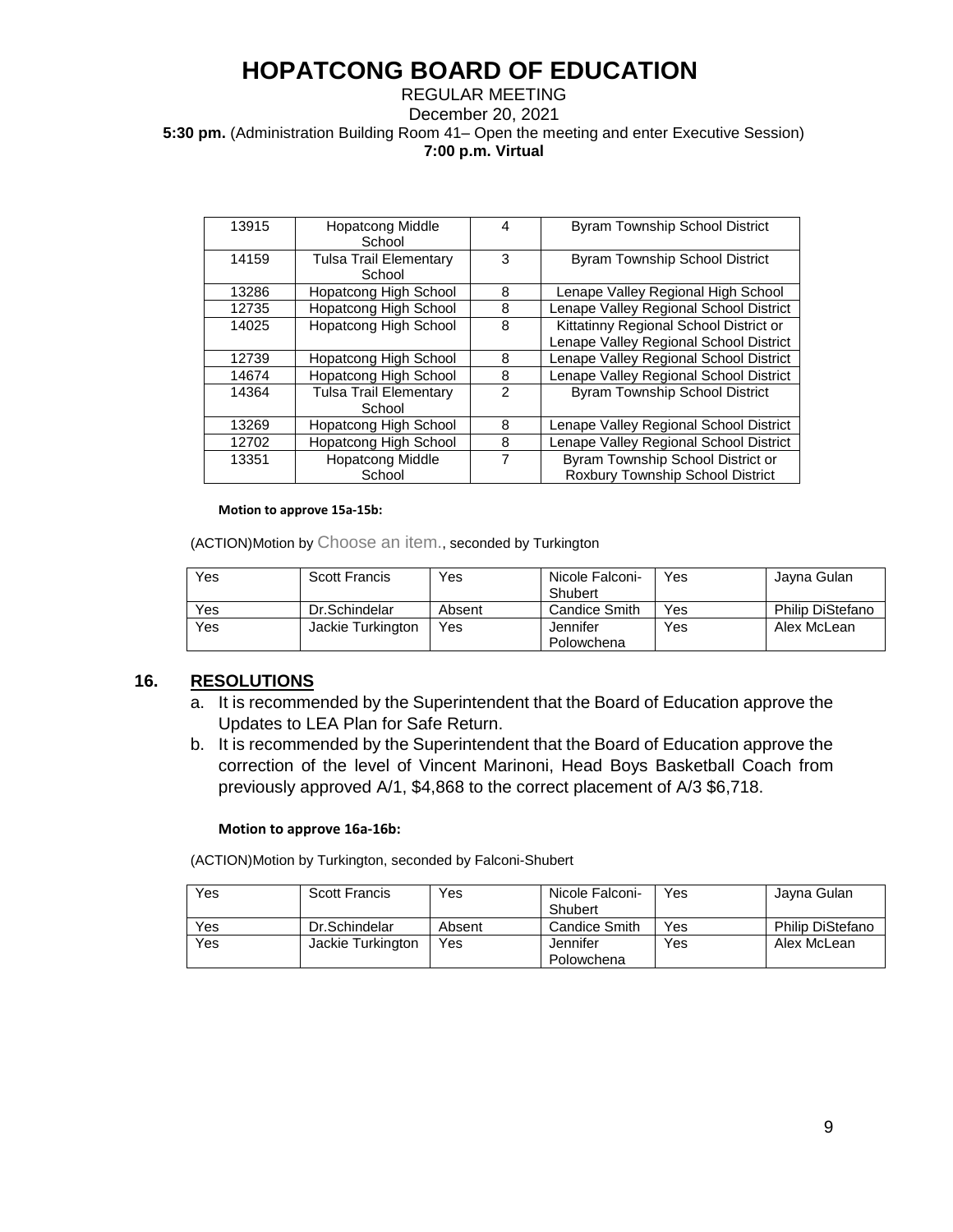| 13915 | Hopatcong Middle School | 4 | Byram Township School District |
|---|---|---|---|
| 14159 | Tulsa Trail Elementary School | 3 | Byram Township School District |
| 13286 | Hopatcong High School | 8 | Lenape Valley Regional High School |
| 12735 | Hopatcong High School | 8 | Lenape Valley Regional School District |
| 14025 | Hopatcong High School | 8 | Kittatinny Regional School District or Lenape Valley Regional School District |
| 12739 | Hopatcong High School | 8 | Lenape Valley Regional School District |
| 14674 | Hopatcong High School | 8 | Lenape Valley Regional School District |
| 14364 | Tulsa Trail Elementary School | 2 | Byram Township School District |
| 13269 | Hopatcong High School | 8 | Lenape Valley Regional School District |
| 12702 | Hopatcong High School | 8 | Lenape Valley Regional School District |
| 13351 | Hopatcong Middle School | 7 | Byram Township School District or Roxbury Township School District |

**Motion to approve 15a-15b:**

(ACTION)Motion by Choose an item., seconded by Turkington

| Yes | Scott Francis | Yes | Nicole Falconi-Shubert | Yes | Jayna Gulan |
|---|---|---|---|---|---|
| Yes | Dr.Schindelar | Absent | Candice Smith | Yes | Philip DiStefano |
| Yes | Jackie Turkington | Yes | Jennifer Polowchena | Yes | Alex McLean |

## 16. RESOLUTIONS

a. It is recommended by the Superintendent that the Board of Education approve the Updates to LEA Plan for Safe Return.

b. It is recommended by the Superintendent that the Board of Education approve the correction of the level of Vincent Marinoni, Head Boys Basketball Coach from previously approved A/1, $4,868 to the correct placement of A/3 $6,718.

**Motion to approve 16a-16b:**

(ACTION)Motion by Turkington, seconded by Falconi-Shubert

| Yes | Scott Francis | Yes | Nicole Falconi-Shubert | Yes | Jayna Gulan |
|---|---|---|---|---|---|
| Yes | Dr.Schindelar | Absent | Candice Smith | Yes | Philip DiStefano |
| Yes | Jackie Turkington | Yes | Jennifer Polowchena | Yes | Alex McLean |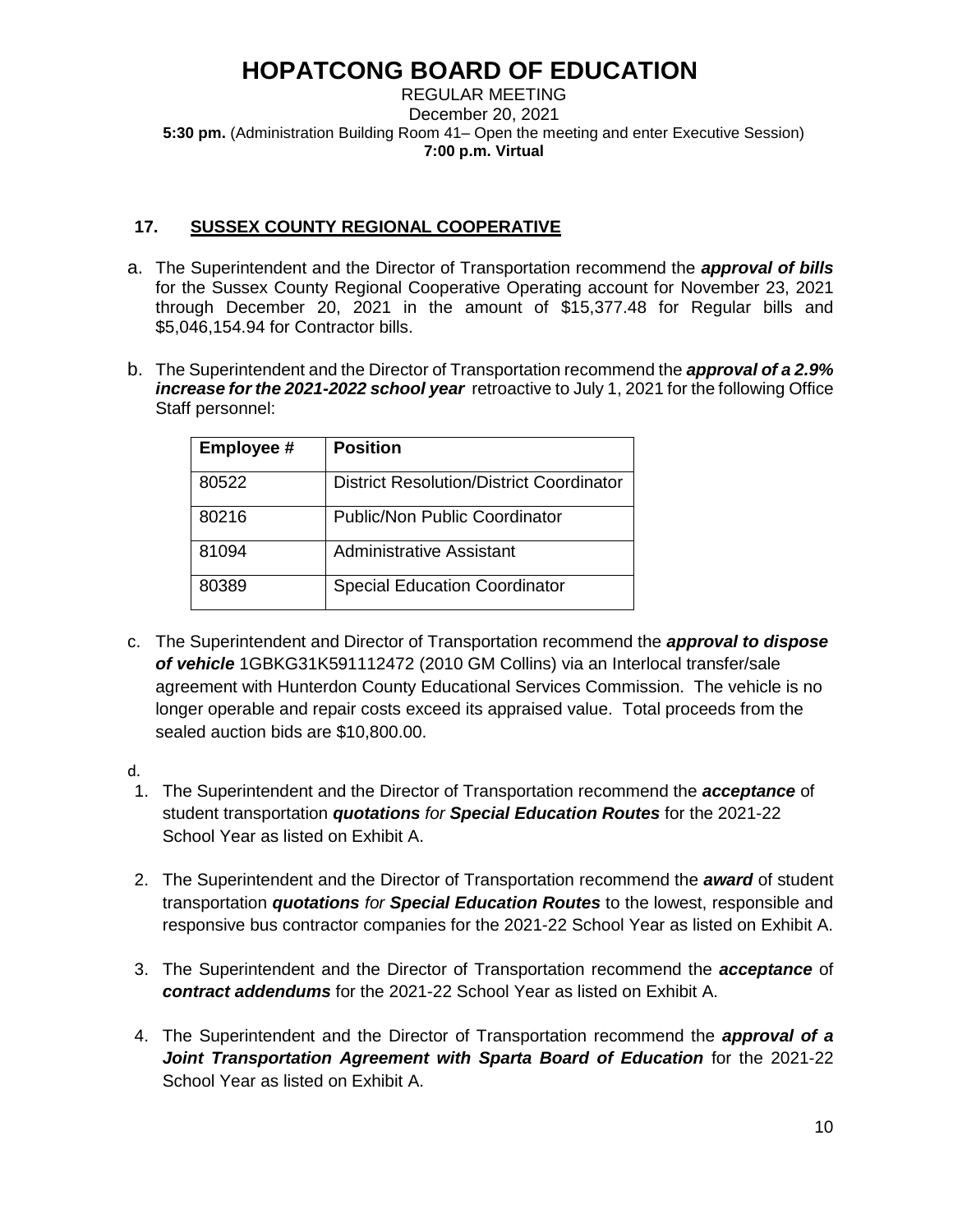# HOPATCONG BOARD OF EDUCATION

REGULAR MEETING
December 20, 2021
**5:30 pm.** (Administration Building Room 41– Open the meeting and enter Executive Session)
**7:00 p.m. Virtual**

## 17. SUSSEX COUNTY REGIONAL COOPERATIVE

a. The Superintendent and the Director of Transportation recommend the ***approval of bills*** for the Sussex County Regional Cooperative Operating account for November 23, 2021 through December 20, 2021 in the amount of $15,377.48 for Regular bills and $5,046,154.94 for Contractor bills.

b. The Superintendent and the Director of Transportation recommend the ***approval of a 2.9% increase for the 2021-2022 school year*** retroactive to July 1, 2021 for the following Office Staff personnel:

| Employee # | Position |
|---|---|
| 80522 | District Resolution/District Coordinator |
| 80216 | Public/Non Public Coordinator |
| 81094 | Administrative Assistant |
| 80389 | Special Education Coordinator |

c. The Superintendent and Director of Transportation recommend the ***approval to dispose of vehicle*** 1GBKG31K591112472 (2010 GM Collins) via an Interlocal transfer/sale agreement with Hunterdon County Educational Services Commission. The vehicle is no longer operable and repair costs exceed its appraised value. Total proceeds from the sealed auction bids are $10,800.00.

d.

1. The Superintendent and the Director of Transportation recommend the ***acceptance*** of student transportation ***quotations*** *for* ***Special Education Routes*** for the 2021-22 School Year as listed on Exhibit A.
2. The Superintendent and the Director of Transportation recommend the ***award*** of student transportation ***quotations*** *for* ***Special Education Routes*** to the lowest, responsible and responsive bus contractor companies for the 2021-22 School Year as listed on Exhibit A.
3. The Superintendent and the Director of Transportation recommend the ***acceptance*** of ***contract addendums*** for the 2021-22 School Year as listed on Exhibit A.
4. The Superintendent and the Director of Transportation recommend the ***approval of a Joint Transportation Agreement with Sparta Board of Education*** for the 2021-22 School Year as listed on Exhibit A.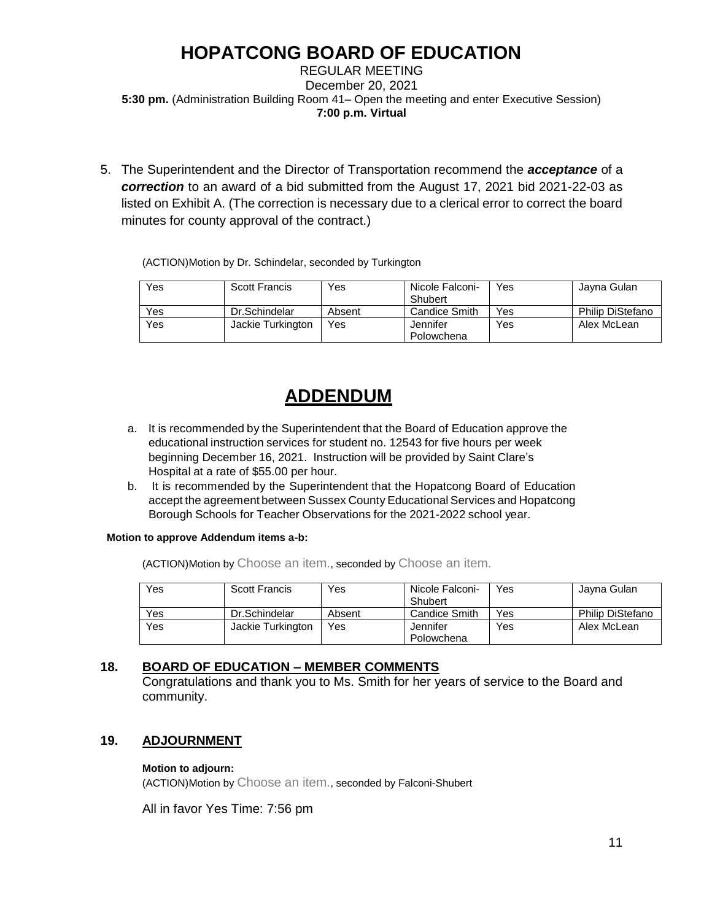# HOPATCONG BOARD OF EDUCATION

REGULAR MEETING
December 20, 2021
**5:30 pm.** (Administration Building Room 41– Open the meeting and enter Executive Session)
**7:00 p.m. Virtual**

5. The Superintendent and the Director of Transportation recommend the ***acceptance*** of a ***correction*** to an award of a bid submitted from the August 17, 2021 bid 2021-22-03 as listed on Exhibit A. (The correction is necessary due to a clerical error to correct the board minutes for county approval of the contract.)

(ACTION)Motion by Dr. Schindelar, seconded by Turkington

| | | | | | |
|---|---|---|---|---|---|
| Yes | Scott Francis | Yes | Nicole Falconi-Shubert | Yes | Jayna Gulan |
| Yes | Dr.Schindelar | Absent | Candice Smith | Yes | Philip DiStefano |
| Yes | Jackie Turkington | Yes | Jennifer Polowchena | Yes | Alex McLean |

## ADDENDUM

a. It is recommended by the Superintendent that the Board of Education approve the educational instruction services for student no. 12543 for five hours per week beginning December 16, 2021. Instruction will be provided by Saint Clare's Hospital at a rate of $55.00 per hour.
b. It is recommended by the Superintendent that the Hopatcong Board of Education accept the agreement between Sussex County Educational Services and Hopatcong Borough Schools for Teacher Observations for the 2021-2022 school year.

**Motion to approve Addendum items a-b:**

(ACTION)Motion by Choose an item., seconded by Choose an item.

| | | | | | |
|---|---|---|---|---|---|
| Yes | Scott Francis | Yes | Nicole Falconi-Shubert | Yes | Jayna Gulan |
| Yes | Dr.Schindelar | Absent | Candice Smith | Yes | Philip DiStefano |
| Yes | Jackie Turkington | Yes | Jennifer Polowchena | Yes | Alex McLean |

## 18. BOARD OF EDUCATION – MEMBER COMMENTS

Congratulations and thank you to Ms. Smith for her years of service to the Board and community.

## 19. ADJOURNMENT

**Motion to adjourn:**
(ACTION)Motion by Choose an item., seconded by Falconi-Shubert

All in favor Yes Time: 7:56 pm